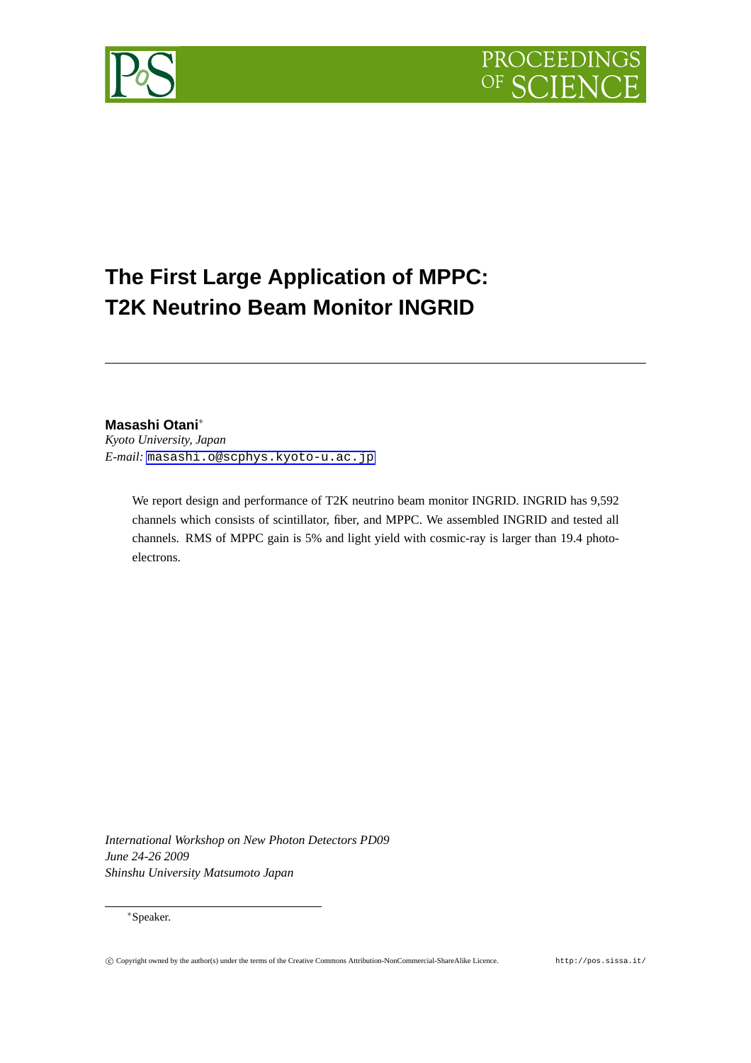# The First Large Application of MPPC: T2K Neutrino Beam Monitor INGRID

**Masashi Otani***

*Kyoto University, Japan*

*E-mail:* masashi.o@scphys.kyoto-u.ac.jp

We report design and performance of T2K neutrino beam monitor INGRID. INGRID has 9,592 channels which consists of scintillator, fiber, and MPPC. We assembled INGRID and tested all channels. RMS of MPPC gain is 5% and light yield with cosmic-ray is larger than 19.4 photo-electrons.

*International Workshop on New Photon Detectors PD09*
*June 24-26 2009*
*Shinshu University Matsumoto Japan*

*Speaker.

© Copyright owned by the author(s) under the terms of the Creative Commons Attribution-NonCommercial-ShareAlike Licence. http://pos.sissa.it/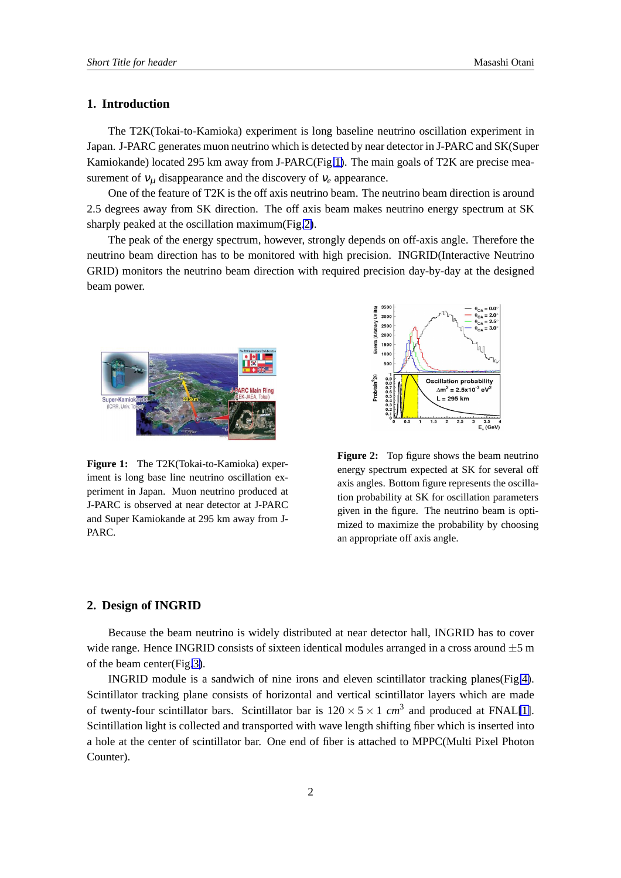## 1. Introduction

The T2K(Tokai-to-Kamioka) experiment is long baseline neutrino oscillation experiment in Japan. J-PARC generates muon neutrino which is detected by near detector in J-PARC and SK(Super Kamiokande) located 295 km away from J-PARC(Fig.1). The main goals of T2K are precise measurement of $\nu_\mu$ disappearance and the discovery of $\nu_e$ appearance.

One of the feature of T2K is the off axis neutrino beam. The neutrino beam direction is around 2.5 degrees away from SK direction. The off axis beam makes neutrino energy spectrum at SK sharply peaked at the oscillation maximum(Fig.2).

The peak of the energy spectrum, however, strongly depends on off-axis angle. Therefore the neutrino beam direction has to be monitored with high precision. INGRID(Interactive Neutrino GRID) monitors the neutrino beam direction with required precision day-by-day at the designed beam power.

**Figure 1:** The T2K(Tokai-to-Kamioka) experiment is long base line neutrino oscillation experiment in Japan. Muon neutrino produced at J-PARC is observed at near detector at J-PARC and Super Kamiokande at 295 km away from J-PARC.

**Figure 2:** Top figure shows the beam neutrino energy spectrum expected at SK for several off axis angles. Bottom figure represents the oscillation probability at SK for oscillation parameters given in the figure. The neutrino beam is optimized to maximize the probability by choosing an appropriate off axis angle.

## 2. Design of INGRID

Because the beam neutrino is widely distributed at near detector hall, INGRID has to cover wide range. Hence INGRID consists of sixteen identical modules arranged in a cross around $\pm 5$ m of the beam center(Fig.3).

INGRID module is a sandwich of nine irons and eleven scintillator tracking planes(Fig.4). Scintillator tracking plane consists of horizontal and vertical scintillator layers which are made of twenty-four scintillator bars. Scintillator bar is $120 \times 5 \times 1$ $cm^3$ and produced at FNAL[1]. Scintillation light is collected and transported with wave length shifting fiber which is inserted into a hole at the center of scintillator bar. One end of fiber is attached to MPPC(Multi Pixel Photon Counter).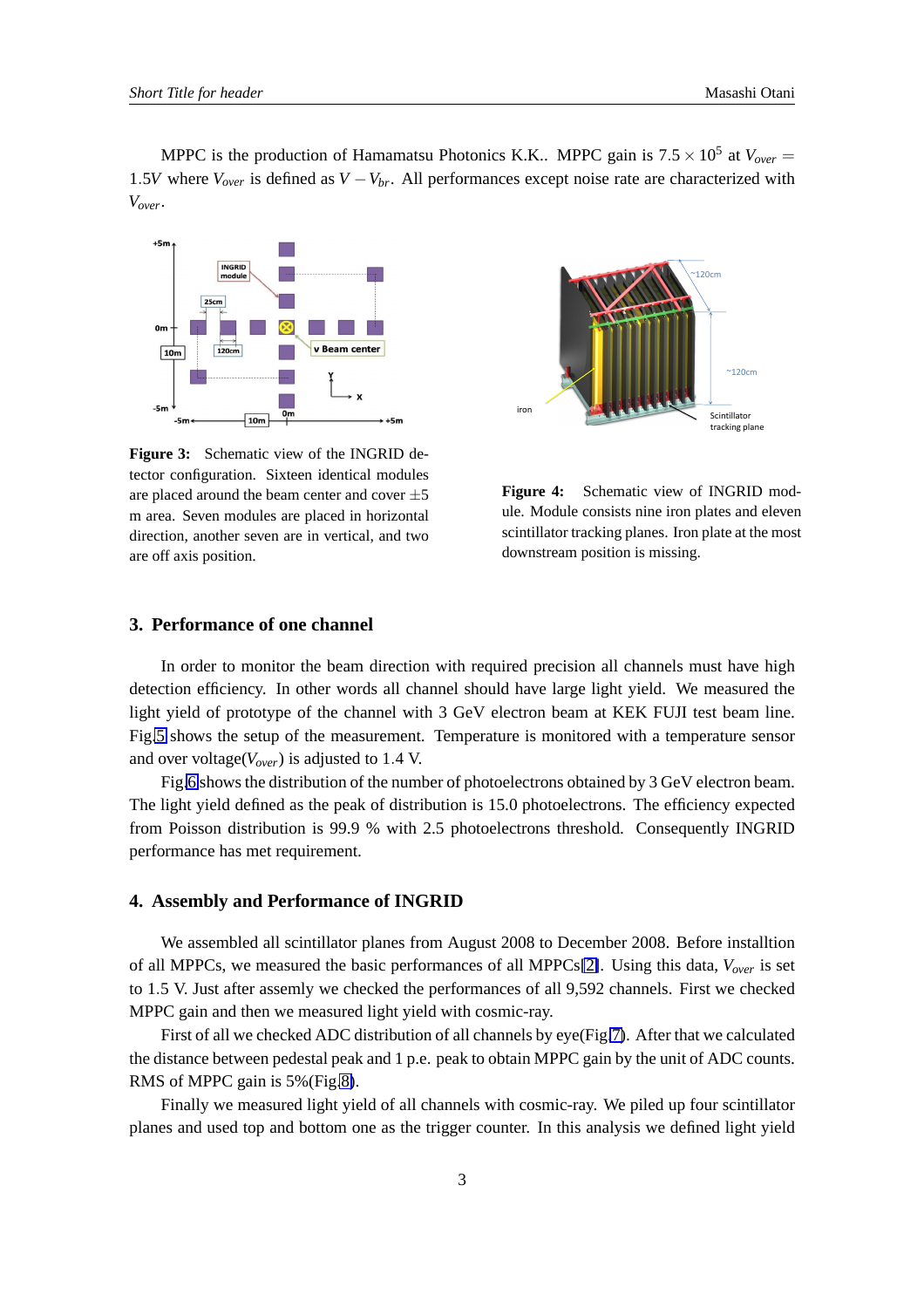MPPC is the production of Hamamatsu Photonics K.K.. MPPC gain is $7.5 \times 10^5$ at $V_{over} = 1.5V$ where $V_{over}$ is defined as $V - V_{br}$. All performances except noise rate are characterized with $V_{over}$.

**Figure 3:** Schematic view of the INGRID detector configuration. Sixteen identical modules are placed around the beam center and cover $\pm 5$ m area. Seven modules are placed in horizontal direction, another seven are in vertical, and two are off axis position.

**Figure 4:** Schematic view of INGRID module. Module consists nine iron plates and eleven scintillator tracking planes. Iron plate at the most downstream position is missing.

## 3. Performance of one channel

In order to monitor the beam direction with required precision all channels must have high detection efficiency. In other words all channel should have large light yield. We measured the light yield of prototype of the channel with 3 GeV electron beam at KEK FUJI test beam line. Fig.5 shows the setup of the measurement. Temperature is monitored with a temperature sensor and over voltage($V_{over}$) is adjusted to 1.4 V.

Fig.6 shows the distribution of the number of photoelectrons obtained by 3 GeV electron beam. The light yield defined as the peak of distribution is 15.0 photoelectrons. The efficiency expected from Poisson distribution is 99.9 % with 2.5 photoelectrons threshold. Consequently INGRID performance has met requirement.

## 4. Assembly and Performance of INGRID

We assembled all scintillator planes from August 2008 to December 2008. Before installtion of all MPPCs, we measured the basic performances of all MPPCs[2]. Using this data, $V_{over}$ is set to 1.5 V. Just after assemly we checked the performances of all 9,592 channels. First we checked MPPC gain and then we measured light yield with cosmic-ray.

First of all we checked ADC distribution of all channels by eye(Fig.7). After that we calculated the distance between pedestal peak and 1 p.e. peak to obtain MPPC gain by the unit of ADC counts. RMS of MPPC gain is 5%(Fig.8).

Finally we measured light yield of all channels with cosmic-ray. We piled up four scintillator planes and used top and bottom one as the trigger counter. In this analysis we defined light yield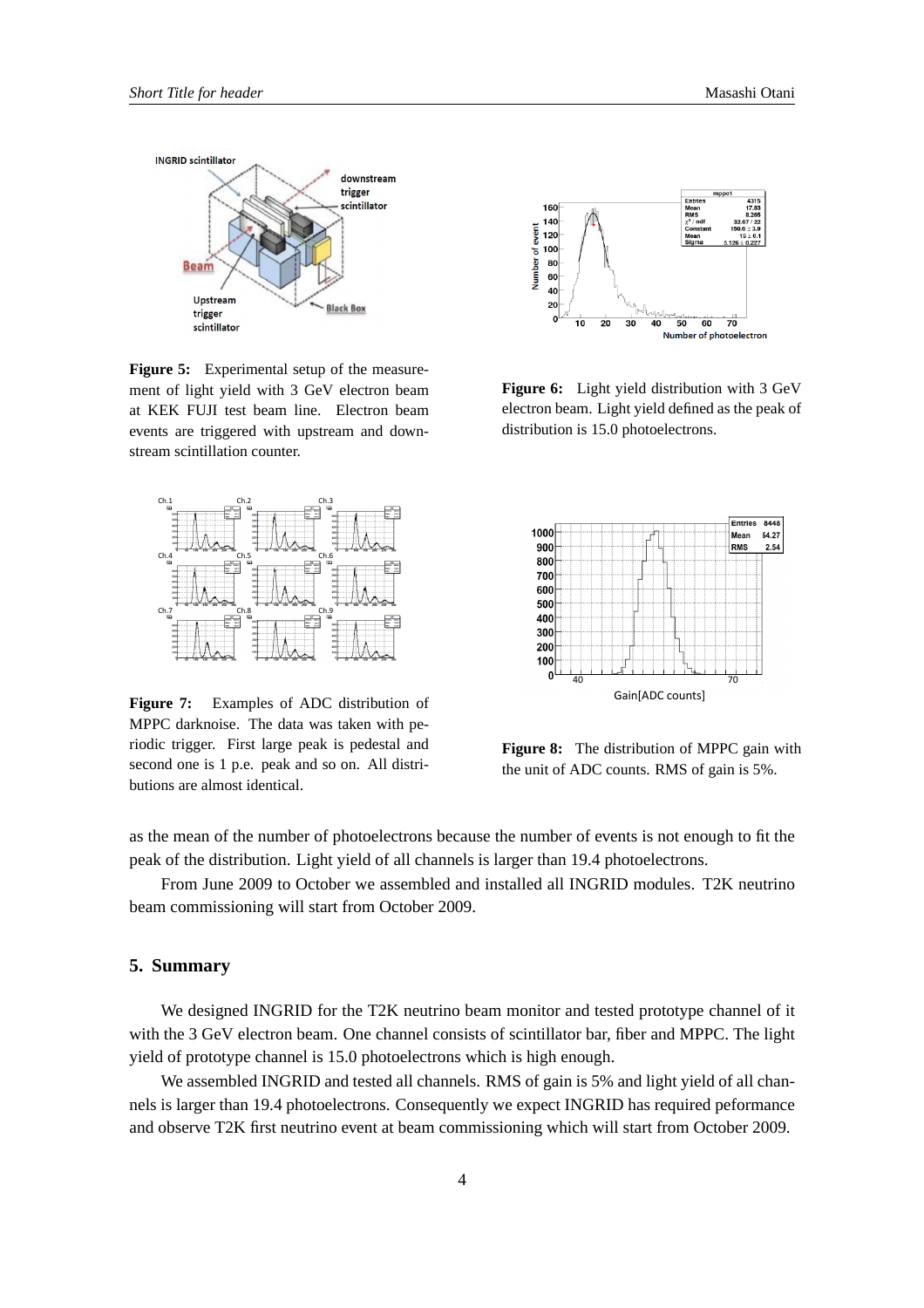**Figure 5:** Experimental setup of the measurement of light yield with 3 GeV electron beam at KEK FUJI test beam line. Electron beam events are triggered with upstream and downstream scintillation counter.

**Figure 6:** Light yield distribution with 3 GeV electron beam. Light yield defined as the peak of distribution is 15.0 photoelectrons.

**Figure 7:** Examples of ADC distribution of MPPC darknoise. The data was taken with periodic trigger. First large peak is pedestal and second one is 1 p.e. peak and so on. All distributions are almost identical.

**Figure 8:** The distribution of MPPC gain with the unit of ADC counts. RMS of gain is 5%.

as the mean of the number of photoelectrons because the number of events is not enough to fit the peak of the distribution. Light yield of all channels is larger than 19.4 photoelectrons.

From June 2009 to October we assembled and installed all INGRID modules. T2K neutrino beam commissioning will start from October 2009.

## 5. Summary

We designed INGRID for the T2K neutrino beam monitor and tested prototype channel of it with the 3 GeV electron beam. One channel consists of scintillator bar, fiber and MPPC. The light yield of prototype channel is 15.0 photoelectrons which is high enough.

We assembled INGRID and tested all channels. RMS of gain is 5% and light yield of all channels is larger than 19.4 photoelectrons. Consequently we expect INGRID has required peformance and observe T2K first neutrino event at beam commissioning which will start from October 2009.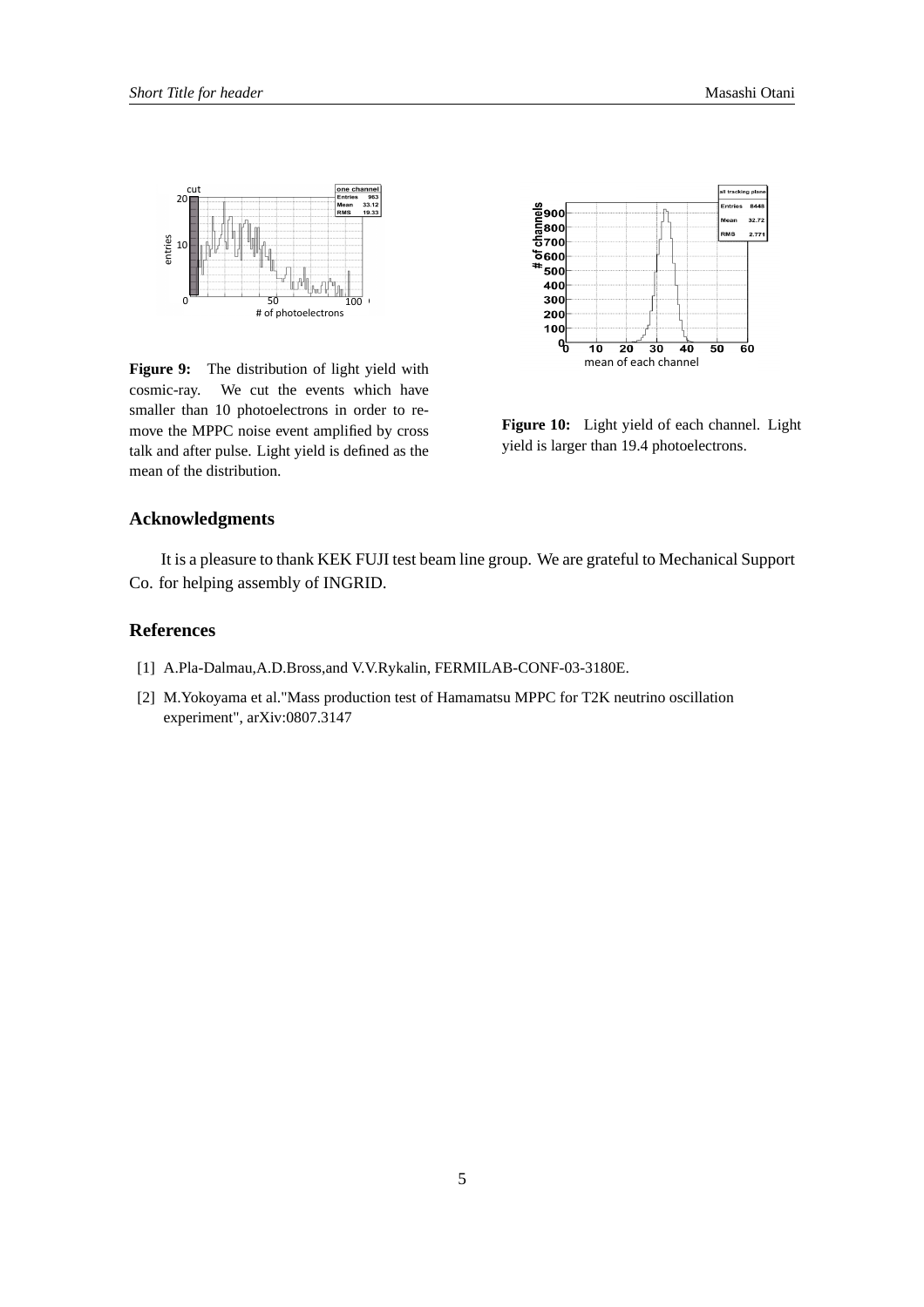cut

one channel
Entries 963
Mean 33.12
RMS 19.33

20

10

entries

0

50

100

# of photoelectrons

**Figure 9:** The distribution of light yield with cosmic-ray. We cut the events which have smaller than 10 photoelectrons in order to remove the MPPC noise event amplified by cross talk and after pulse. Light yield is defined as the mean of the distribution.

all tracking plane
Entries 8448
Mean 32.72
RMS 2.771

# of channels

900
800
700
600
500
400
300
200
100
0

0 10 20 30 40 50 60

mean of each channel

**Figure 10:** Light yield of each channel. Light yield is larger than 19.4 photoelectrons.

## Acknowledgments

It is a pleasure to thank KEK FUJI test beam line group. We are grateful to Mechanical Support Co. for helping assembly of INGRID.

## References

[1] A.Pla-Dalmau,A.D.Bross,and V.V.Rykalin, FERMILAB-CONF-03-3180E.

[2] M.Yokoyama et al."Mass production test of Hamamatsu MPPC for T2K neutrino oscillation experiment", arXiv:0807.3147